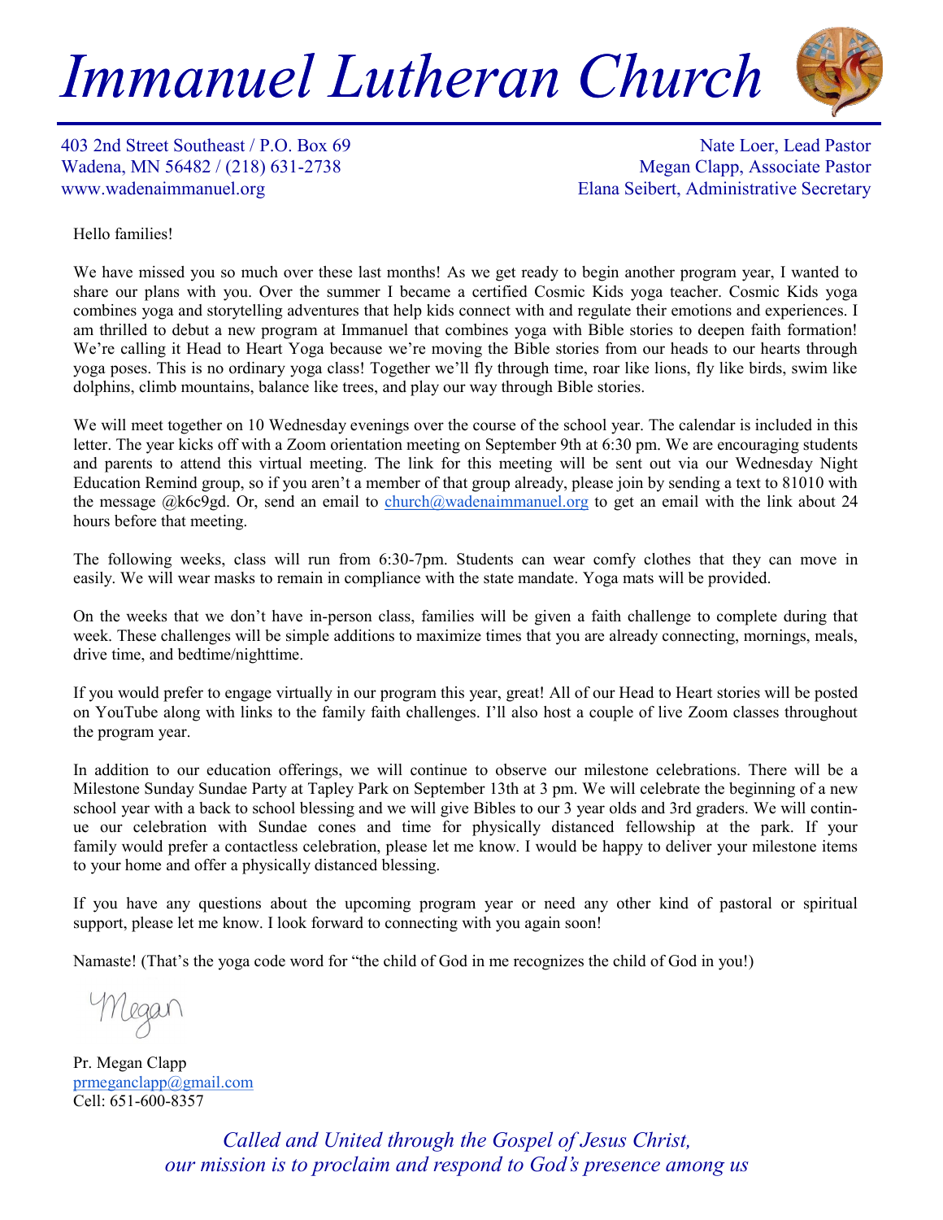# Immanuel Lutheran Church

403 2nd Street Southeast / P.O. Box 69
Wadena, MN 56482 / (218) 631-2738
www.wadenaimmanuel.org

Nate Loer, Lead Pastor
Megan Clapp, Associate Pastor
Elana Seibert, Administrative Secretary

Hello families!

We have missed you so much over these last months! As we get ready to begin another program year, I wanted to share our plans with you. Over the summer I became a certified Cosmic Kids yoga teacher. Cosmic Kids yoga combines yoga and storytelling adventures that help kids connect with and regulate their emotions and experiences. I am thrilled to debut a new program at Immanuel that combines yoga with Bible stories to deepen faith formation! We're calling it Head to Heart Yoga because we're moving the Bible stories from our heads to our hearts through yoga poses. This is no ordinary yoga class! Together we'll fly through time, roar like lions, fly like birds, swim like dolphins, climb mountains, balance like trees, and play our way through Bible stories.

We will meet together on 10 Wednesday evenings over the course of the school year. The calendar is included in this letter. The year kicks off with a Zoom orientation meeting on September 9th at 6:30 pm. We are encouraging students and parents to attend this virtual meeting. The link for this meeting will be sent out via our Wednesday Night Education Remind group, so if you aren't a member of that group already, please join by sending a text to 81010 with the message @k6c9gd. Or, send an email to church@wadenaimmanuel.org to get an email with the link about 24 hours before that meeting.

The following weeks, class will run from 6:30-7pm. Students can wear comfy clothes that they can move in easily. We will wear masks to remain in compliance with the state mandate. Yoga mats will be provided.

On the weeks that we don't have in-person class, families will be given a faith challenge to complete during that week. These challenges will be simple additions to maximize times that you are already connecting, mornings, meals, drive time, and bedtime/nighttime.

If you would prefer to engage virtually in our program this year, great! All of our Head to Heart stories will be posted on YouTube along with links to the family faith challenges. I'll also host a couple of live Zoom classes throughout the program year.

In addition to our education offerings, we will continue to observe our milestone celebrations. There will be a Milestone Sunday Sundae Party at Tapley Park on September 13th at 3 pm. We will celebrate the beginning of a new school year with a back to school blessing and we will give Bibles to our 3 year olds and 3rd graders. We will continue our celebration with Sundae cones and time for physically distanced fellowship at the park. If your family would prefer a contactless celebration, please let me know. I would be happy to deliver your milestone items to your home and offer a physically distanced blessing.

If you have any questions about the upcoming program year or need any other kind of pastoral or spiritual support, please let me know. I look forward to connecting with you again soon!

Namaste! (That's the yoga code word for "the child of God in me recognizes the child of God in you!)

Megan

Pr. Megan Clapp
prmeganclapp@gmail.com
Cell: 651-600-8357

*Called and United through the Gospel of Jesus Christ, our mission is to proclaim and respond to God's presence among us*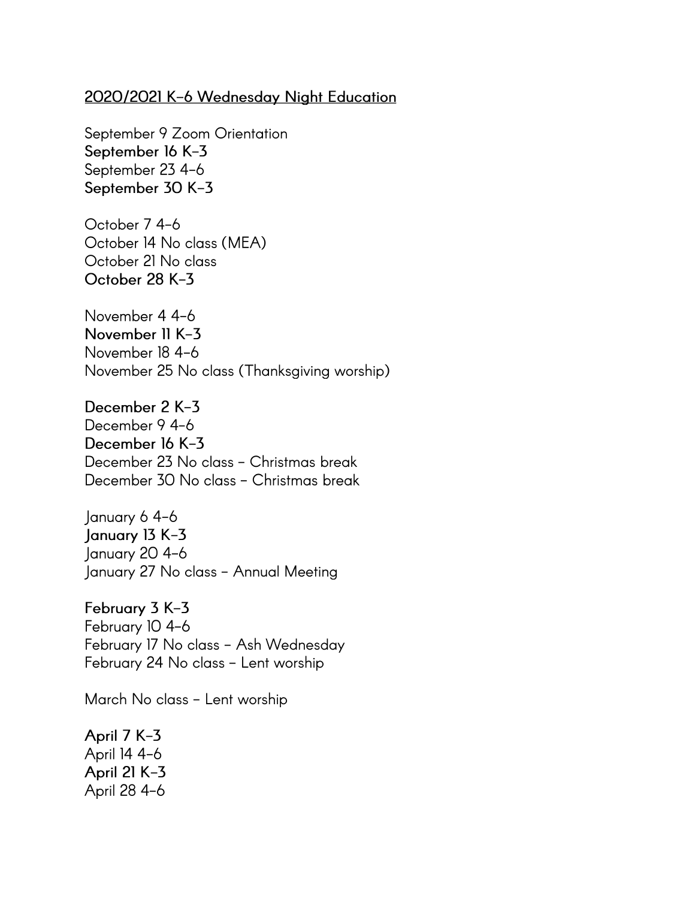<u>2020/2021 K-6 Wednesday Night Education</u>

September 9 Zoom Orientation
**September 16 K-3**
September 23 4-6
**September 30 K-3**

October 7 4-6
October 14 No class (MEA)
October 21 No class
**October 28 K-3**

November 4 4-6
**November 11 K-3**
November 18 4-6
November 25 No class (Thanksgiving worship)

**December 2 K-3**
December 9 4-6
**December 16 K-3**
December 23 No class - Christmas break
December 30 No class - Christmas break

January 6 4-6
**January 13 K-3**
January 20 4-6
January 27 No class - Annual Meeting

**February 3 K-3**
February 10 4-6
February 17 No class - Ash Wednesday
February 24 No class - Lent worship

March No class - Lent worship

**April 7 K-3**
April 14 4-6
**April 21 K-3**
April 28 4-6